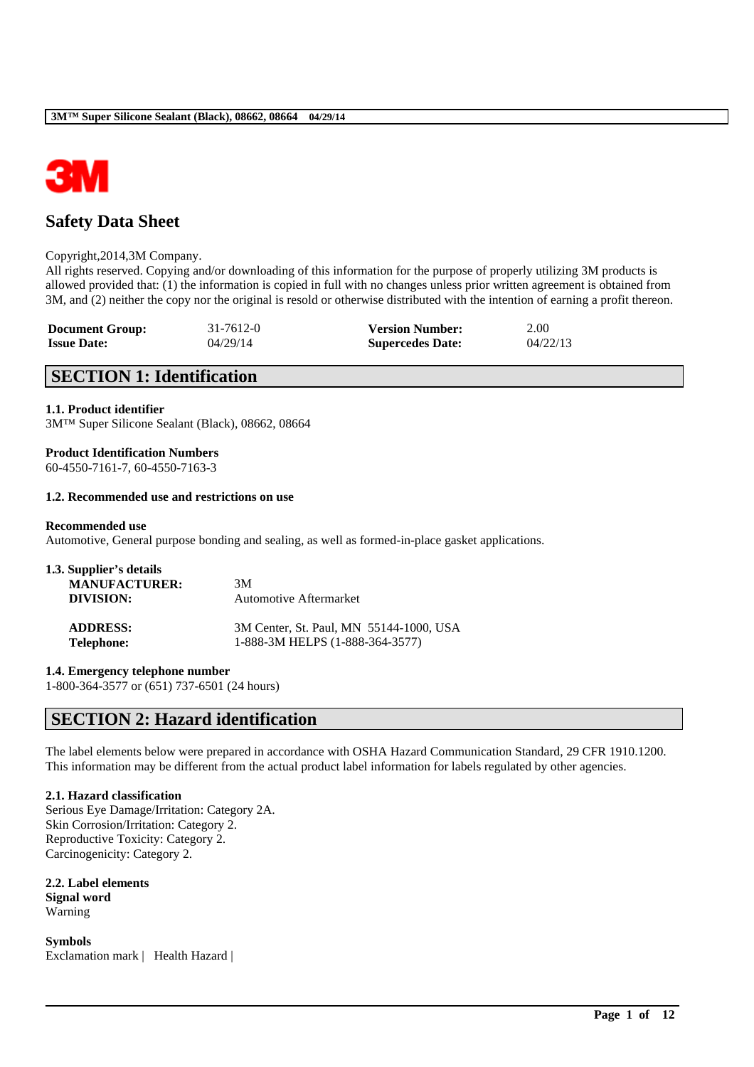# Safety Data Sheet

Copyright,2014,3M Company.
All rights reserved. Copying and/or downloading of this information for the purpose of properly utilizing 3M products is allowed provided that: (1) the information is copied in full with no changes unless prior written agreement is obtained from 3M, and (2) neither the copy nor the original is resold or otherwise distributed with the intention of earning a profit thereon.

| | | | |
|---|---|---|---|
| **Document Group:** | 31-7612-0 | **Version Number:** | 2.00 |
| **Issue Date:** | 04/29/14 | **Supercedes Date:** | 04/22/13 |

## SECTION 1: Identification

**1.1. Product identifier**
3M™ Super Silicone Sealant (Black), 08662, 08664

**Product Identification Numbers**
60-4550-7161-7, 60-4550-7163-3

**1.2. Recommended use and restrictions on use**

**Recommended use**
Automotive, General purpose bonding and sealing, as well as formed-in-place gasket applications.

**1.3. Supplier's details**

| | |
|---|---|
| **MANUFACTURER:** | 3M |
| **DIVISION:** | Automotive Aftermarket |
| **ADDRESS:** | 3M Center, St. Paul, MN 55144-1000, USA |
| **Telephone:** | 1-888-3M HELPS (1-888-364-3577) |

**1.4. Emergency telephone number**
1-800-364-3577 or (651) 737-6501 (24 hours)

## SECTION 2: Hazard identification

The label elements below were prepared in accordance with OSHA Hazard Communication Standard, 29 CFR 1910.1200. This information may be different from the actual product label information for labels regulated by other agencies.

**2.1. Hazard classification**
Serious Eye Damage/Irritation: Category 2A.
Skin Corrosion/Irritation: Category 2.
Reproductive Toxicity: Category 2.
Carcinogenicity: Category 2.

**2.2. Label elements**
**Signal word**
Warning

**Symbols**
Exclamation mark | Health Hazard |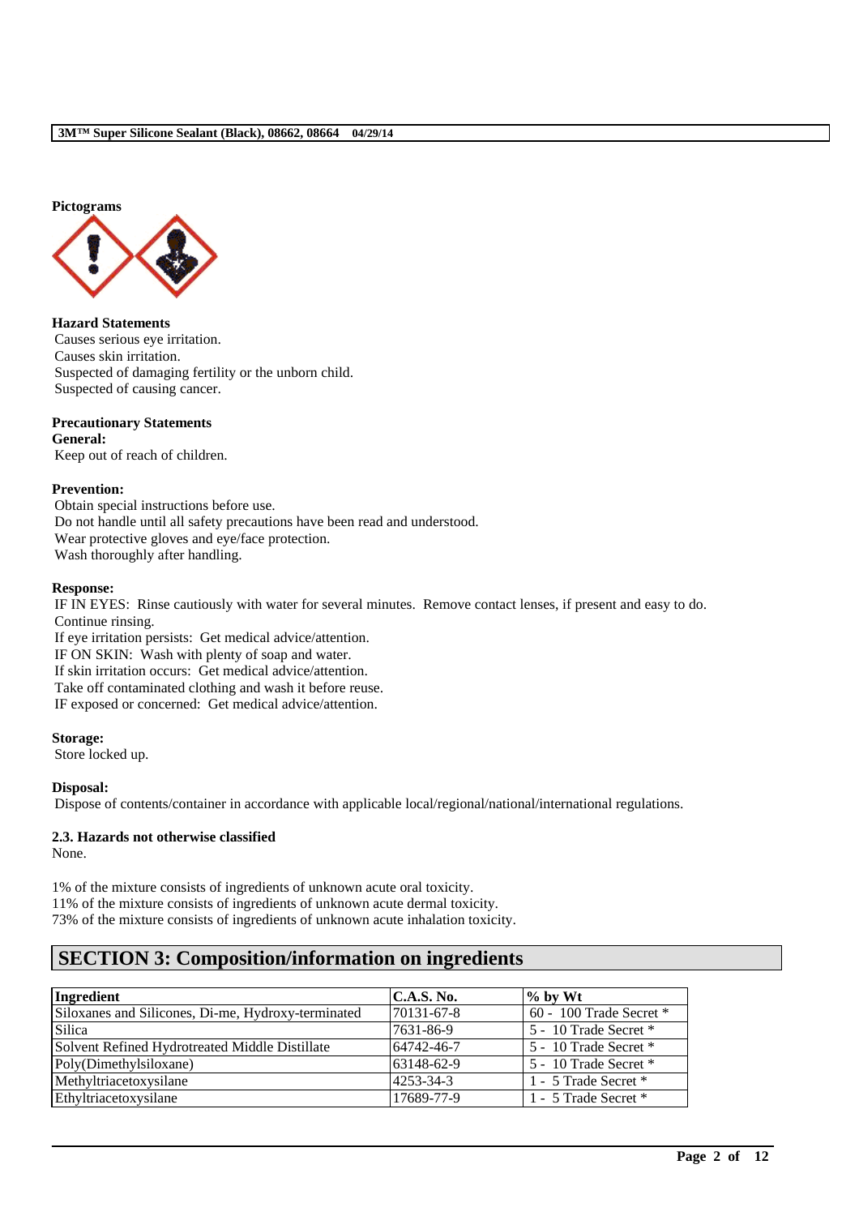**Pictograms**

**Hazard Statements**
Causes serious eye irritation.
Causes skin irritation.
Suspected of damaging fertility or the unborn child.
Suspected of causing cancer.

**Precautionary Statements**
**General:**
Keep out of reach of children.

**Prevention:**
Obtain special instructions before use.
Do not handle until all safety precautions have been read and understood.
Wear protective gloves and eye/face protection.
Wash thoroughly after handling.

**Response:**
IF IN EYES: Rinse cautiously with water for several minutes. Remove contact lenses, if present and easy to do. Continue rinsing.
If eye irritation persists: Get medical advice/attention.
IF ON SKIN: Wash with plenty of soap and water.
If skin irritation occurs: Get medical advice/attention.
Take off contaminated clothing and wash it before reuse.
IF exposed or concerned: Get medical advice/attention.

**Storage:**
Store locked up.

**Disposal:**
Dispose of contents/container in accordance with applicable local/regional/national/international regulations.

**2.3. Hazards not otherwise classified**
None.

1% of the mixture consists of ingredients of unknown acute oral toxicity.
11% of the mixture consists of ingredients of unknown acute dermal toxicity.
73% of the mixture consists of ingredients of unknown acute inhalation toxicity.

## SECTION 3: Composition/information on ingredients

| Ingredient | C.A.S. No. | % by Wt |
|---|---|---|
| Siloxanes and Silicones, Di-me, Hydroxy-terminated | 70131-67-8 | 60 - 100 Trade Secret * |
| Silica | 7631-86-9 | 5 - 10 Trade Secret * |
| Solvent Refined Hydrotreated Middle Distillate | 64742-46-7 | 5 - 10 Trade Secret * |
| Poly(Dimethylsiloxane) | 63148-62-9 | 5 - 10 Trade Secret * |
| Methyltriacetoxysilane | 4253-34-3 | 1 - 5 Trade Secret * |
| Ethyltriacetoxysilane | 17689-77-9 | 1 - 5 Trade Secret * |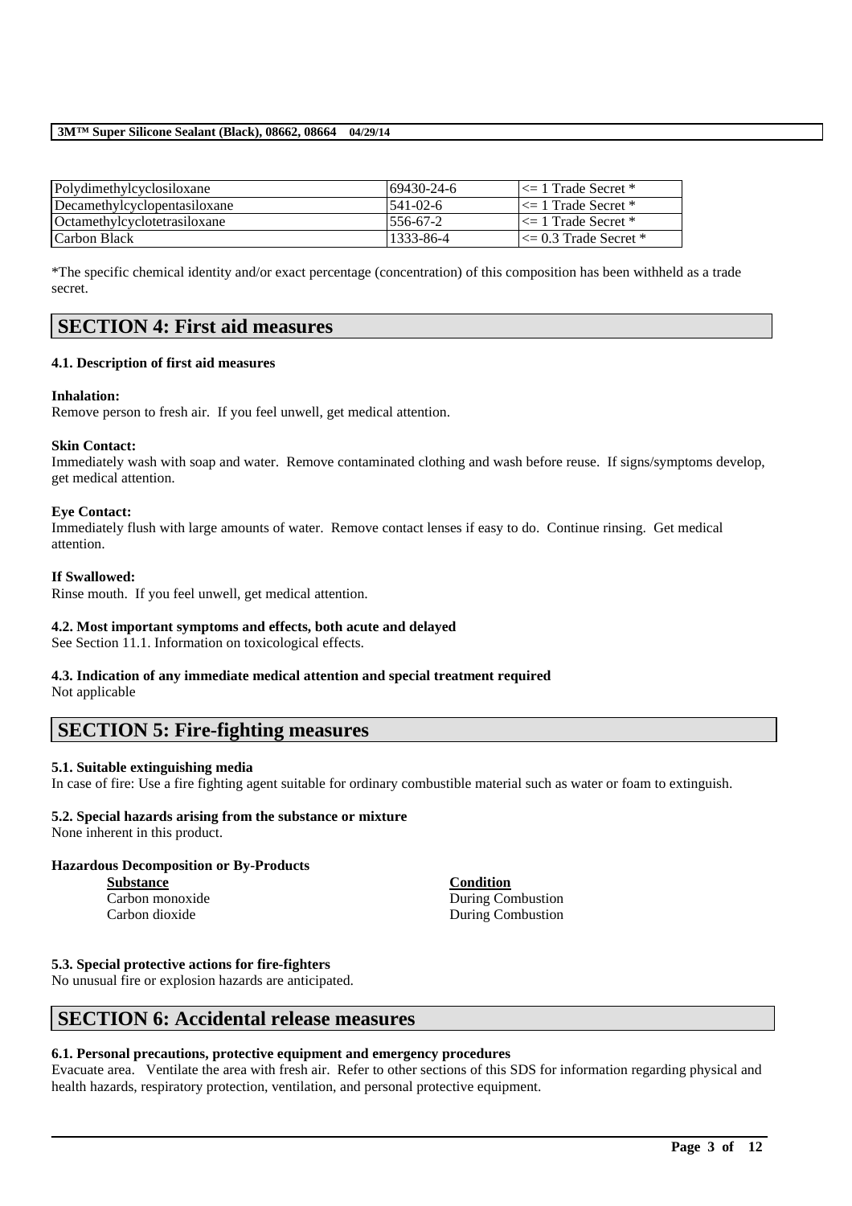| Polydimethylcyclosiloxane | 69430-24-6 | <= 1 Trade Secret * |
|---|---|---|
| Decamethylcyclopentasiloxane | 541-02-6 | <= 1 Trade Secret * |
| Octamethylcyclotetrasiloxane | 556-67-2 | <= 1 Trade Secret * |
| Carbon Black | 1333-86-4 | <= 0.3 Trade Secret * |

*The specific chemical identity and/or exact percentage (concentration) of this composition has been withheld as a trade secret.

## SECTION 4: First aid measures

### 4.1. Description of first aid measures

**Inhalation:**
Remove person to fresh air. If you feel unwell, get medical attention.

**Skin Contact:**
Immediately wash with soap and water. Remove contaminated clothing and wash before reuse. If signs/symptoms develop, get medical attention.

**Eye Contact:**
Immediately flush with large amounts of water. Remove contact lenses if easy to do. Continue rinsing. Get medical attention.

**If Swallowed:**
Rinse mouth. If you feel unwell, get medical attention.

### 4.2. Most important symptoms and effects, both acute and delayed

See Section 11.1. Information on toxicological effects.

### 4.3. Indication of any immediate medical attention and special treatment required

Not applicable

## SECTION 5: Fire-fighting measures

### 5.1. Suitable extinguishing media

In case of fire: Use a fire fighting agent suitable for ordinary combustible material such as water or foam to extinguish.

### 5.2. Special hazards arising from the substance or mixture

None inherent in this product.

**Hazardous Decomposition or By-Products**

| Substance | Condition |
|---|---|
| Carbon monoxide | During Combustion |
| Carbon dioxide | During Combustion |

### 5.3. Special protective actions for fire-fighters

No unusual fire or explosion hazards are anticipated.

## SECTION 6: Accidental release measures

### 6.1. Personal precautions, protective equipment and emergency procedures

Evacuate area. Ventilate the area with fresh air. Refer to other sections of this SDS for information regarding physical and health hazards, respiratory protection, ventilation, and personal protective equipment.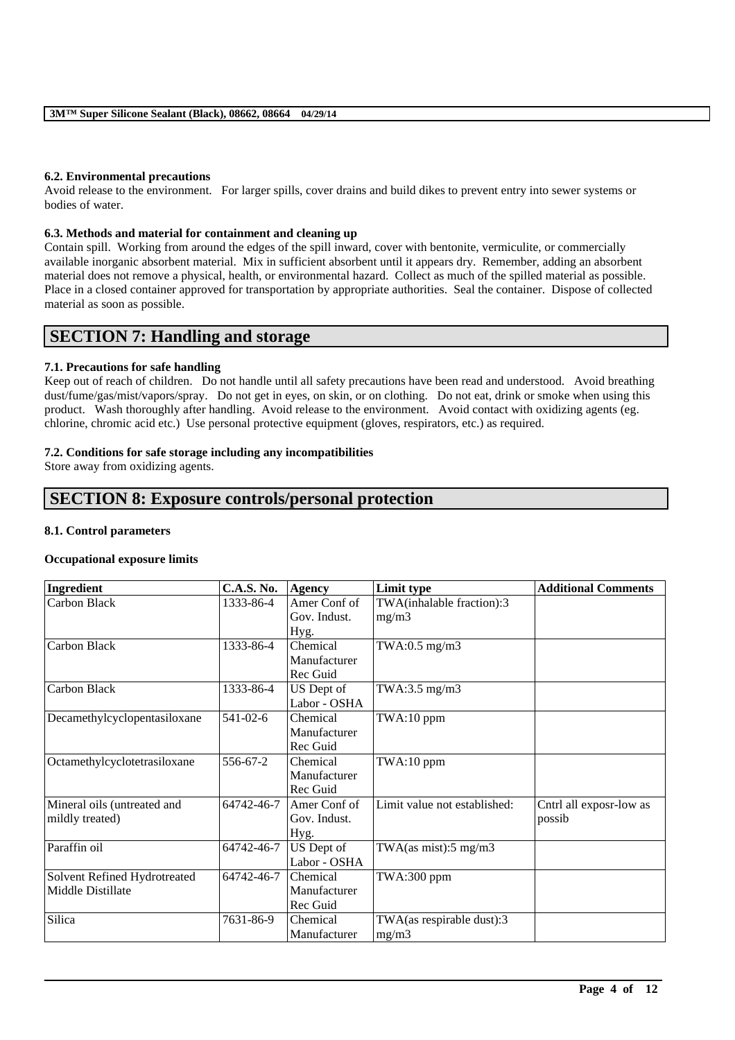#### 6.2. Environmental precautions

Avoid release to the environment. For larger spills, cover drains and build dikes to prevent entry into sewer systems or bodies of water.

#### 6.3. Methods and material for containment and cleaning up

Contain spill. Working from around the edges of the spill inward, cover with bentonite, vermiculite, or commercially available inorganic absorbent material. Mix in sufficient absorbent until it appears dry. Remember, adding an absorbent material does not remove a physical, health, or environmental hazard. Collect as much of the spilled material as possible. Place in a closed container approved for transportation by appropriate authorities. Seal the container. Dispose of collected material as soon as possible.

## SECTION 7: Handling and storage

#### 7.1. Precautions for safe handling

Keep out of reach of children. Do not handle until all safety precautions have been read and understood. Avoid breathing dust/fume/gas/mist/vapors/spray. Do not get in eyes, on skin, or on clothing. Do not eat, drink or smoke when using this product. Wash thoroughly after handling. Avoid release to the environment. Avoid contact with oxidizing agents (eg. chlorine, chromic acid etc.) Use personal protective equipment (gloves, respirators, etc.) as required.

#### 7.2. Conditions for safe storage including any incompatibilities

Store away from oxidizing agents.

## SECTION 8: Exposure controls/personal protection

#### 8.1. Control parameters

**Occupational exposure limits**

| Ingredient | C.A.S. No. | Agency | Limit type | Additional Comments |
|---|---|---|---|---|
| Carbon Black | 1333-86-4 | Amer Conf of Gov. Indust. Hyg. | TWA(inhalable fraction):3 mg/m3 | |
| Carbon Black | 1333-86-4 | Chemical Manufacturer Rec Guid | TWA:0.5 mg/m3 | |
| Carbon Black | 1333-86-4 | US Dept of Labor - OSHA | TWA:3.5 mg/m3 | |
| Decamethylcyclopentasiloxane | 541-02-6 | Chemical Manufacturer Rec Guid | TWA:10 ppm | |
| Octamethylcyclotetrasiloxane | 556-67-2 | Chemical Manufacturer Rec Guid | TWA:10 ppm | |
| Mineral oils (untreated and mildly treated) | 64742-46-7 | Amer Conf of Gov. Indust. Hyg. | Limit value not established: | Cntrl all exposr-low as possib |
| Paraffin oil | 64742-46-7 | US Dept of Labor - OSHA | TWA(as mist):5 mg/m3 | |
| Solvent Refined Hydrotreated Middle Distillate | 64742-46-7 | Chemical Manufacturer Rec Guid | TWA:300 ppm | |
| Silica | 7631-86-9 | Chemical Manufacturer | TWA(as respirable dust):3 mg/m3 | |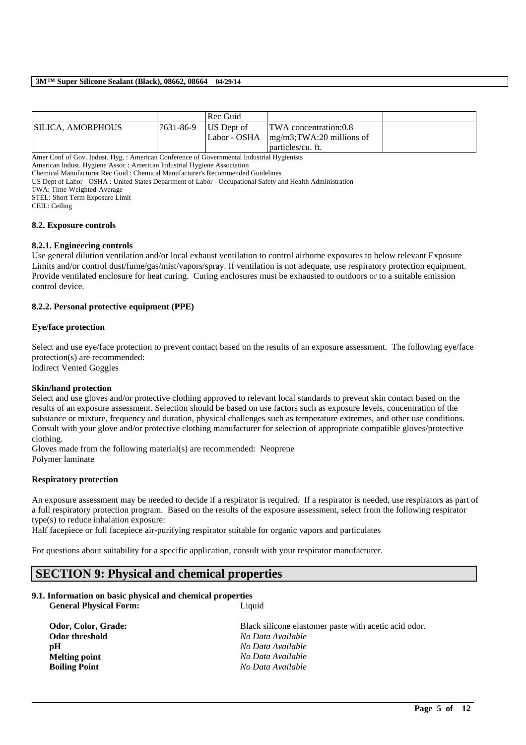| | | Rec Guid | | |
|---|---|---|---|---|
| SILICA, AMORPHOUS | 7631-86-9 | US Dept of Labor - OSHA | TWA concentration:0.8 mg/m3;TWA:20 millions of particles/cu. ft. | |

Amer Conf of Gov. Indust. Hyg. : American Conference of Governmental Industrial Hygienists
American Indust. Hygiene Assoc : American Industrial Hygiene Association
Chemical Manufacturer Rec Guid : Chemical Manufacturer's Recommended Guidelines
US Dept of Labor - OSHA : United States Department of Labor - Occupational Safety and Health Administration
TWA: Time-Weighted-Average
STEL: Short Term Exposure Limit
CEIL: Ceiling

**8.2. Exposure controls**

**8.2.1. Engineering controls**

Use general dilution ventilation and/or local exhaust ventilation to control airborne exposures to below relevant Exposure Limits and/or control dust/fume/gas/mist/vapors/spray. If ventilation is not adequate, use respiratory protection equipment. Provide ventilated enclosure for heat curing. Curing enclosures must be exhausted to outdoors or to a suitable emission control device.

**8.2.2. Personal protective equipment (PPE)**

**Eye/face protection**

Select and use eye/face protection to prevent contact based on the results of an exposure assessment. The following eye/face protection(s) are recommended:
Indirect Vented Goggles

**Skin/hand protection**

Select and use gloves and/or protective clothing approved to relevant local standards to prevent skin contact based on the results of an exposure assessment. Selection should be based on use factors such as exposure levels, concentration of the substance or mixture, frequency and duration, physical challenges such as temperature extremes, and other use conditions. Consult with your glove and/or protective clothing manufacturer for selection of appropriate compatible gloves/protective clothing.
Gloves made from the following material(s) are recommended: Neoprene
Polymer laminate

**Respiratory protection**

An exposure assessment may be needed to decide if a respirator is required. If a respirator is needed, use respirators as part of a full respiratory protection program. Based on the results of the exposure assessment, select from the following respirator type(s) to reduce inhalation exposure:
Half facepiece or full facepiece air-purifying respirator suitable for organic vapors and particulates

For questions about suitability for a specific application, consult with your respirator manufacturer.

## SECTION 9: Physical and chemical properties

**9.1. Information on basic physical and chemical properties**

| | |
|---|---|
| **General Physical Form:** | Liquid |
| **Odor, Color, Grade:** | Black silicone elastomer paste with acetic acid odor. |
| **Odor threshold** | *No Data Available* |
| **pH** | *No Data Available* |
| **Melting point** | *No Data Available* |
| **Boiling Point** | *No Data Available* |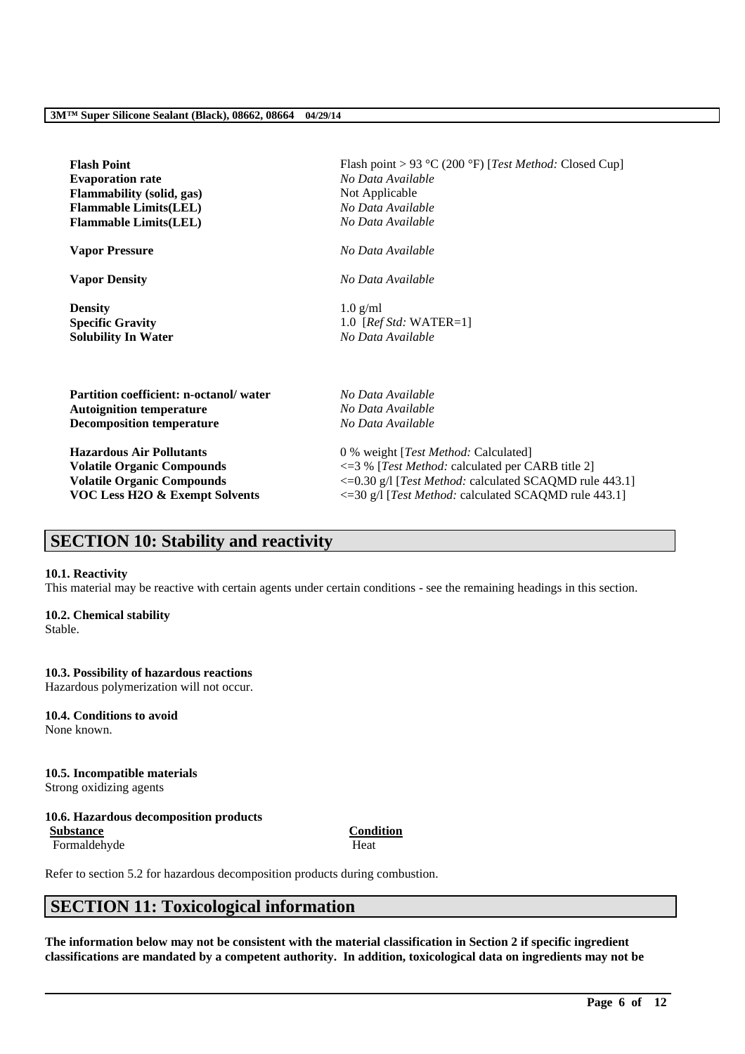| | |
|---|---|
| **Flash Point** | Flash point > 93 °C (200 °F) [*Test Method:* Closed Cup] |
| **Evaporation rate** | *No Data Available* |
| **Flammability (solid, gas)** | Not Applicable |
| **Flammable Limits(LEL)** | *No Data Available* |
| **Flammable Limits(LEL)** | *No Data Available* |
| **Vapor Pressure** | *No Data Available* |
| **Vapor Density** | *No Data Available* |
| **Density** | 1.0 g/ml |
| **Specific Gravity** | 1.0 [*Ref Std:* WATER=1] |
| **Solubility In Water** | *No Data Available* |
| **Partition coefficient: n-octanol/ water** | *No Data Available* |
| **Autoignition temperature** | *No Data Available* |
| **Decomposition temperature** | *No Data Available* |
| **Hazardous Air Pollutants** | 0 % weight [*Test Method:* Calculated] |
| **Volatile Organic Compounds** | <=3 % [*Test Method:* calculated per CARB title 2] |
| **Volatile Organic Compounds** | <=0.30 g/l [*Test Method:* calculated SCAQMD rule 443.1] |
| **VOC Less H2O & Exempt Solvents** | <=30 g/l [*Test Method:* calculated SCAQMD rule 443.1] |

## SECTION 10: Stability and reactivity

**10.1. Reactivity**

This material may be reactive with certain agents under certain conditions - see the remaining headings in this section.

**10.2. Chemical stability**

Stable.

**10.3. Possibility of hazardous reactions**

Hazardous polymerization will not occur.

**10.4. Conditions to avoid**

None known.

**10.5. Incompatible materials**

Strong oxidizing agents

**10.6. Hazardous decomposition products**

| Substance | Condition |
|---|---|
| Formaldehyde | Heat |

Refer to section 5.2 for hazardous decomposition products during combustion.

## SECTION 11: Toxicological information

**The information below may not be consistent with the material classification in Section 2 if specific ingredient classifications are mandated by a competent authority. In addition, toxicological data on ingredients may not be**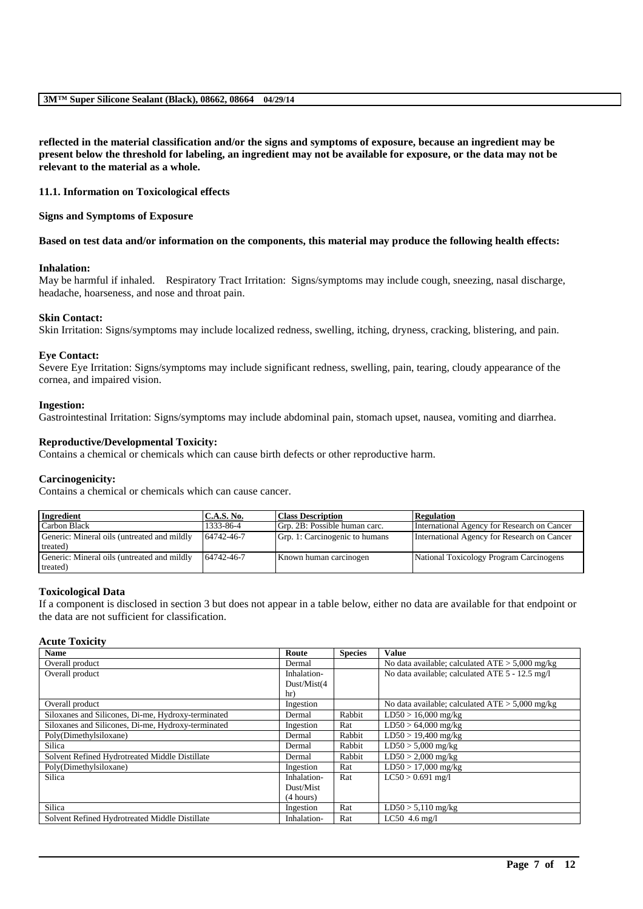reflected in the material classification and/or the signs and symptoms of exposure, because an ingredient may be present below the threshold for labeling, an ingredient may not be available for exposure, or the data may not be relevant to the material as a whole.**

### 11.1. Information on Toxicological effects

**Signs and Symptoms of Exposure**

**Based on test data and/or information on the components, this material may produce the following health effects:**

**Inhalation:**
May be harmful if inhaled. Respiratory Tract Irritation: Signs/symptoms may include cough, sneezing, nasal discharge, headache, hoarseness, and nose and throat pain.

**Skin Contact:**
Skin Irritation: Signs/symptoms may include localized redness, swelling, itching, dryness, cracking, blistering, and pain.

**Eye Contact:**
Severe Eye Irritation: Signs/symptoms may include significant redness, swelling, pain, tearing, cloudy appearance of the cornea, and impaired vision.

**Ingestion:**
Gastrointestinal Irritation: Signs/symptoms may include abdominal pain, stomach upset, nausea, vomiting and diarrhea.

**Reproductive/Developmental Toxicity:**
Contains a chemical or chemicals which can cause birth defects or other reproductive harm.

**Carcinogenicity:**
Contains a chemical or chemicals which can cause cancer.

| Ingredient | C.A.S. No. | Class Description | Regulation |
|---|---|---|---|
| Carbon Black | 1333-86-4 | Grp. 2B: Possible human carc. | International Agency for Research on Cancer |
| Generic: Mineral oils (untreated and mildly treated) | 64742-46-7 | Grp. 1: Carcinogenic to humans | International Agency for Research on Cancer |
| Generic: Mineral oils (untreated and mildly treated) | 64742-46-7 | Known human carcinogen | National Toxicology Program Carcinogens |

**Toxicological Data**
If a component is disclosed in section 3 but does not appear in a table below, either no data are available for that endpoint or the data are not sufficient for classification.

**Acute Toxicity**

| Name | Route | Species | Value |
|---|---|---|---|
| Overall product | Dermal | | No data available; calculated ATE > 5,000 mg/kg |
| Overall product | Inhalation-Dust/Mist(4 hr) | | No data available; calculated ATE 5 - 12.5 mg/l |
| Overall product | Ingestion | | No data available; calculated ATE > 5,000 mg/kg |
| Siloxanes and Silicones, Di-me, Hydroxy-terminated | Dermal | Rabbit | LD50 > 16,000 mg/kg |
| Siloxanes and Silicones, Di-me, Hydroxy-terminated | Ingestion | Rat | LD50 > 64,000 mg/kg |
| Poly(Dimethylsiloxane) | Dermal | Rabbit | LD50 > 19,400 mg/kg |
| Silica | Dermal | Rabbit | LD50 > 5,000 mg/kg |
| Solvent Refined Hydrotreated Middle Distillate | Dermal | Rabbit | LD50 > 2,000 mg/kg |
| Poly(Dimethylsiloxane) | Ingestion | Rat | LD50 > 17,000 mg/kg |
| Silica | Inhalation-Dust/Mist (4 hours) | Rat | LC50 > 0.691 mg/l |
| Silica | Ingestion | Rat | LD50 > 5,110 mg/kg |
| Solvent Refined Hydrotreated Middle Distillate | Inhalation- | Rat | LC50 4.6 mg/l |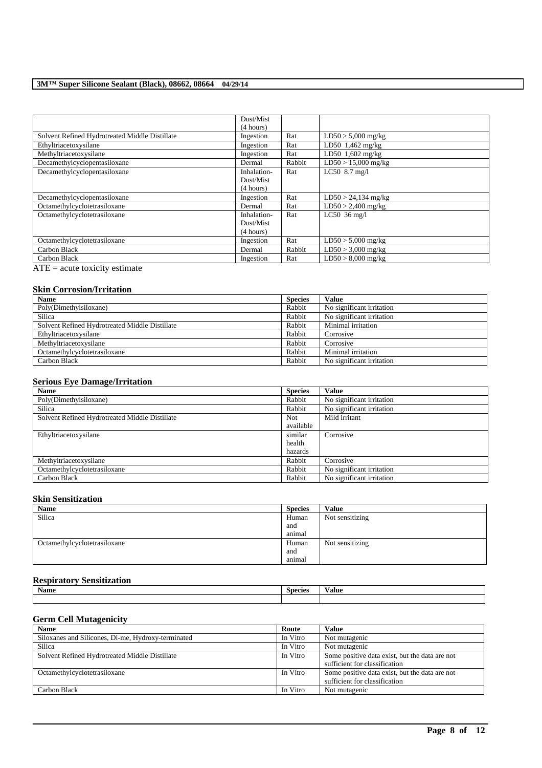|  | Dust/Mist (4 hours) |  |  |
| --- | --- | --- | --- |
| Solvent Refined Hydrotreated Middle Distillate | Ingestion | Rat | LD50 > 5,000 mg/kg |
| Ethyltriacetoxysilane | Ingestion | Rat | LD50 1,462 mg/kg |
| Methyltriacetoxysilane | Ingestion | Rat | LD50 1,602 mg/kg |
| Decamethylcyclopentasiloxane | Dermal | Rabbit | LD50 > 15,000 mg/kg |
| Decamethylcyclopentasiloxane | Inhalation-Dust/Mist (4 hours) | Rat | LC50 8.7 mg/l |
| Decamethylcyclopentasiloxane | Ingestion | Rat | LD50 > 24,134 mg/kg |
| Octamethylcyclotetrasiloxane | Dermal | Rat | LD50 > 2,400 mg/kg |
| Octamethylcyclotetrasiloxane | Inhalation-Dust/Mist (4 hours) | Rat | LC50 36 mg/l |
| Octamethylcyclotetrasiloxane | Ingestion | Rat | LD50 > 5,000 mg/kg |
| Carbon Black | Dermal | Rabbit | LD50 > 3,000 mg/kg |
| Carbon Black | Ingestion | Rat | LD50 > 8,000 mg/kg |

ATE = acute toxicity estimate

### Skin Corrosion/Irritation

| Name | Species | Value |
| --- | --- | --- |
| Poly(Dimethylsiloxane) | Rabbit | No significant irritation |
| Silica | Rabbit | No significant irritation |
| Solvent Refined Hydrotreated Middle Distillate | Rabbit | Minimal irritation |
| Ethyltriacetoxysilane | Rabbit | Corrosive |
| Methyltriacetoxysilane | Rabbit | Corrosive |
| Octamethylcyclotetrasiloxane | Rabbit | Minimal irritation |
| Carbon Black | Rabbit | No significant irritation |

### Serious Eye Damage/Irritation

| Name | Species | Value |
| --- | --- | --- |
| Poly(Dimethylsiloxane) | Rabbit | No significant irritation |
| Silica | Rabbit | No significant irritation |
| Solvent Refined Hydrotreated Middle Distillate | Not available | Mild irritant |
| Ethyltriacetoxysilane | similar health hazards | Corrosive |
| Methyltriacetoxysilane | Rabbit | Corrosive |
| Octamethylcyclotetrasiloxane | Rabbit | No significant irritation |
| Carbon Black | Rabbit | No significant irritation |

### Skin Sensitization

| Name | Species | Value |
| --- | --- | --- |
| Silica | Human and animal | Not sensitizing |
| Octamethylcyclotetrasiloxane | Human and animal | Not sensitizing |

### Respiratory Sensitization

| Name | Species | Value |
| --- | --- | --- |
|  |  |  |

### Germ Cell Mutagenicity

| Name | Route | Value |
| --- | --- | --- |
| Siloxanes and Silicones, Di-me, Hydroxy-terminated | In Vitro | Not mutagenic |
| Silica | In Vitro | Not mutagenic |
| Solvent Refined Hydrotreated Middle Distillate | In Vitro | Some positive data exist, but the data are not sufficient for classification |
| Octamethylcyclotetrasiloxane | In Vitro | Some positive data exist, but the data are not sufficient for classification |
| Carbon Black | In Vitro | Not mutagenic |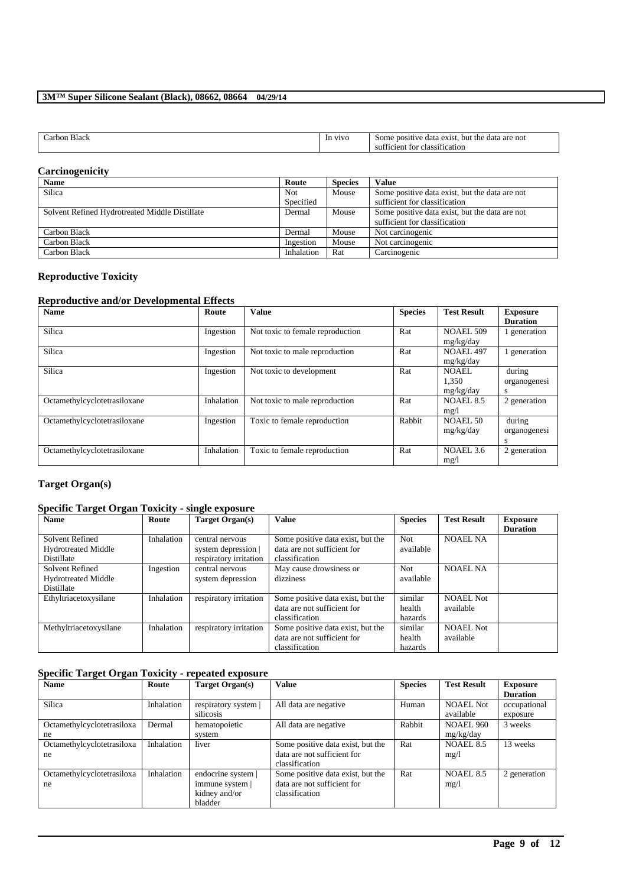| Carbon Black | In vivo | Some positive data exist, but the data are not sufficient for classification |
|---|---|---|

### Carcinogenicity

| Name | Route | Species | Value |
|---|---|---|---|
| Silica | Not Specified | Mouse | Some positive data exist, but the data are not sufficient for classification |
| Solvent Refined Hydrotreated Middle Distillate | Dermal | Mouse | Some positive data exist, but the data are not sufficient for classification |
| Carbon Black | Dermal | Mouse | Not carcinogenic |
| Carbon Black | Ingestion | Mouse | Not carcinogenic |
| Carbon Black | Inhalation | Rat | Carcinogenic |

### Reproductive Toxicity

#### Reproductive and/or Developmental Effects

| Name | Route | Value | Species | Test Result | Exposure Duration |
|---|---|---|---|---|---|
| Silica | Ingestion | Not toxic to female reproduction | Rat | NOAEL 509 mg/kg/day | 1 generation |
| Silica | Ingestion | Not toxic to male reproduction | Rat | NOAEL 497 mg/kg/day | 1 generation |
| Silica | Ingestion | Not toxic to development | Rat | NOAEL 1,350 mg/kg/day | during organogenesis |
| Octamethylcyclotetrasiloxane | Inhalation | Not toxic to male reproduction | Rat | NOAEL 8.5 mg/l | 2 generation |
| Octamethylcyclotetrasiloxane | Ingestion | Toxic to female reproduction | Rabbit | NOAEL 50 mg/kg/day | during organogenesis |
| Octamethylcyclotetrasiloxane | Inhalation | Toxic to female reproduction | Rat | NOAEL 3.6 mg/l | 2 generation |

### Target Organ(s)

#### Specific Target Organ Toxicity - single exposure

| Name | Route | Target Organ(s) | Value | Species | Test Result | Exposure Duration |
|---|---|---|---|---|---|---|
| Solvent Refined Hydrotreated Middle Distillate | Inhalation | central nervous system depression \| respiratory irritation | Some positive data exist, but the data are not sufficient for classification | Not available | NOAEL NA | |
| Solvent Refined Hydrotreated Middle Distillate | Ingestion | central nervous system depression | May cause drowsiness or dizziness | Not available | NOAEL NA | |
| Ethyltriacetoxysilane | Inhalation | respiratory irritation | Some positive data exist, but the data are not sufficient for classification | similar health hazards | NOAEL Not available | |
| Methyltriacetoxysilane | Inhalation | respiratory irritation | Some positive data exist, but the data are not sufficient for classification | similar health hazards | NOAEL Not available | |

#### Specific Target Organ Toxicity - repeated exposure

| Name | Route | Target Organ(s) | Value | Species | Test Result | Exposure Duration |
|---|---|---|---|---|---|---|
| Silica | Inhalation | respiratory system \| silicosis | All data are negative | Human | NOAEL Not available | occupational exposure |
| Octamethylcyclotetrasiloxane | Dermal | hematopoietic system | All data are negative | Rabbit | NOAEL 960 mg/kg/day | 3 weeks |
| Octamethylcyclotetrasiloxane | Inhalation | liver | Some positive data exist, but the data are not sufficient for classification | Rat | NOAEL 8.5 mg/l | 13 weeks |
| Octamethylcyclotetrasiloxane | Inhalation | endocrine system \| immune system \| kidney and/or bladder | Some positive data exist, but the data are not sufficient for classification | Rat | NOAEL 8.5 mg/l | 2 generation |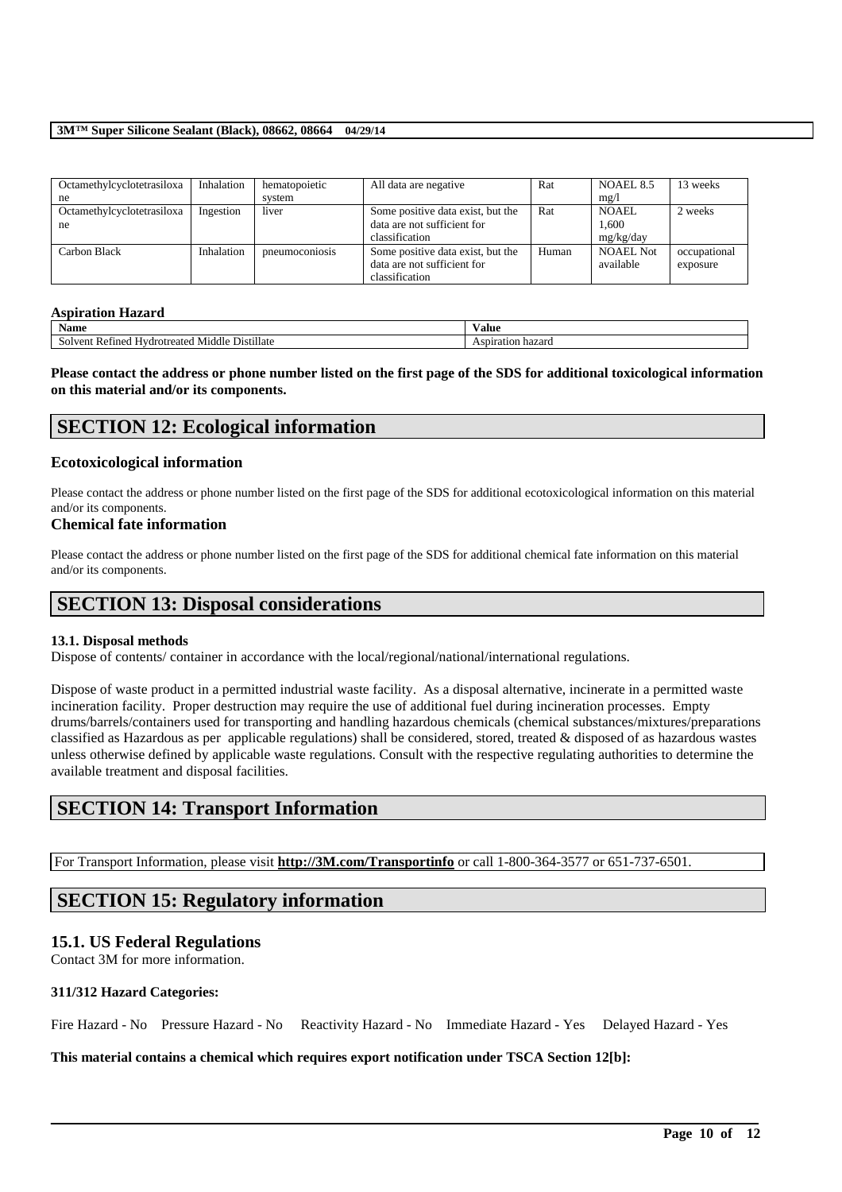| Octamethylcyclotetrasiloxane | Inhalation | hematopoietic system | All data are negative | Rat | NOAEL 8.5 mg/l | 13 weeks |
|---|---|---|---|---|---|---|
| Octamethylcyclotetrasiloxane | Ingestion | liver | Some positive data exist, but the data are not sufficient for classification | Rat | NOAEL 1,600 mg/kg/day | 2 weeks |
| Carbon Black | Inhalation | pneumoconiosis | Some positive data exist, but the data are not sufficient for classification | Human | NOAEL Not available | occupational exposure |

**Aspiration Hazard**

| Name | Value |
|---|---|
| Solvent Refined Hydrotreated Middle Distillate | Aspiration hazard |

**Please contact the address or phone number listed on the first page of the SDS for additional toxicological information on this material and/or its components.**

# SECTION 12: Ecological information

### Ecotoxicological information

Please contact the address or phone number listed on the first page of the SDS for additional ecotoxicological information on this material and/or its components.

### Chemical fate information

Please contact the address or phone number listed on the first page of the SDS for additional chemical fate information on this material and/or its components.

# SECTION 13: Disposal considerations

**13.1. Disposal methods**

Dispose of contents/ container in accordance with the local/regional/national/international regulations.

Dispose of waste product in a permitted industrial waste facility. As a disposal alternative, incinerate in a permitted waste incineration facility. Proper destruction may require the use of additional fuel during incineration processes. Empty drums/barrels/containers used for transporting and handling hazardous chemicals (chemical substances/mixtures/preparations classified as Hazardous as per applicable regulations) shall be considered, stored, treated & disposed of as hazardous wastes unless otherwise defined by applicable waste regulations. Consult with the respective regulating authorities to determine the available treatment and disposal facilities.

# SECTION 14: Transport Information

For Transport Information, please visit **http://3M.com/Transportinfo** or call 1-800-364-3577 or 651-737-6501.

# SECTION 15: Regulatory information

## 15.1. US Federal Regulations

Contact 3M for more information.

**311/312 Hazard Categories:**

Fire Hazard - No Pressure Hazard - No Reactivity Hazard - No Immediate Hazard - Yes Delayed Hazard - Yes

**This material contains a chemical which requires export notification under TSCA Section 12[b]:**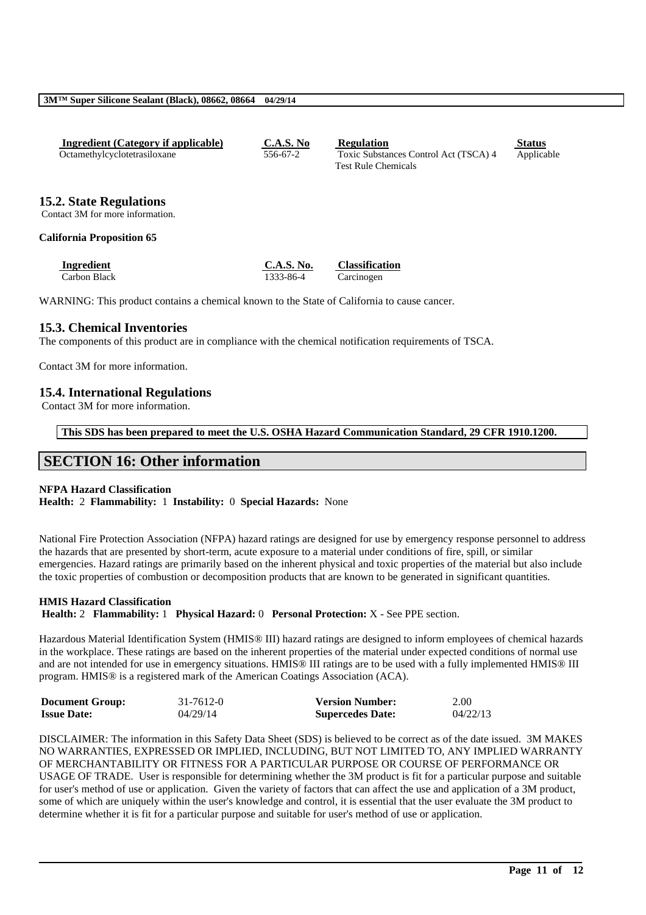| Ingredient (Category if applicable) | C.A.S. No | Regulation | Status |
| --- | --- | --- | --- |
| Octamethylcyclotetrasiloxane | 556-67-2 | Toxic Substances Control Act (TSCA) 4 Test Rule Chemicals | Applicable |

## 15.2. State Regulations

Contact 3M for more information.

**California Proposition 65**

| Ingredient | C.A.S. No. | Classification |
| --- | --- | --- |
| Carbon Black | 1333-86-4 | Carcinogen |

WARNING: This product contains a chemical known to the State of California to cause cancer.

## 15.3. Chemical Inventories

The components of this product are in compliance with the chemical notification requirements of TSCA.

Contact 3M for more information.

## 15.4. International Regulations

Contact 3M for more information.

**This SDS has been prepared to meet the U.S. OSHA Hazard Communication Standard, 29 CFR 1910.1200.**

# SECTION 16: Other information

**NFPA Hazard Classification**
**Health:** 2 **Flammability:** 1 **Instability:** 0 **Special Hazards:** None

National Fire Protection Association (NFPA) hazard ratings are designed for use by emergency response personnel to address the hazards that are presented by short-term, acute exposure to a material under conditions of fire, spill, or similar emergencies. Hazard ratings are primarily based on the inherent physical and toxic properties of the material but also include the toxic properties of combustion or decomposition products that are known to be generated in significant quantities.

**HMIS Hazard Classification**
**Health:** 2 **Flammability:** 1 **Physical Hazard:** 0 **Personal Protection:** X - See PPE section.

Hazardous Material Identification System (HMIS® III) hazard ratings are designed to inform employees of chemical hazards in the workplace. These ratings are based on the inherent properties of the material under expected conditions of normal use and are not intended for use in emergency situations. HMIS® III ratings are to be used with a fully implemented HMIS® III program. HMIS® is a registered mark of the American Coatings Association (ACA).

| | | | |
| --- | --- | --- | --- |
| **Document Group:** | 31-7612-0 | **Version Number:** | 2.00 |
| **Issue Date:** | 04/29/14 | **Supercedes Date:** | 04/22/13 |

DISCLAIMER: The information in this Safety Data Sheet (SDS) is believed to be correct as of the date issued. 3M MAKES NO WARRANTIES, EXPRESSED OR IMPLIED, INCLUDING, BUT NOT LIMITED TO, ANY IMPLIED WARRANTY OF MERCHANTABILITY OR FITNESS FOR A PARTICULAR PURPOSE OR COURSE OF PERFORMANCE OR USAGE OF TRADE. User is responsible for determining whether the 3M product is fit for a particular purpose and suitable for user's method of use or application. Given the variety of factors that can affect the use and application of a 3M product, some of which are uniquely within the user's knowledge and control, it is essential that the user evaluate the 3M product to determine whether it is fit for a particular purpose and suitable for user's method of use or application.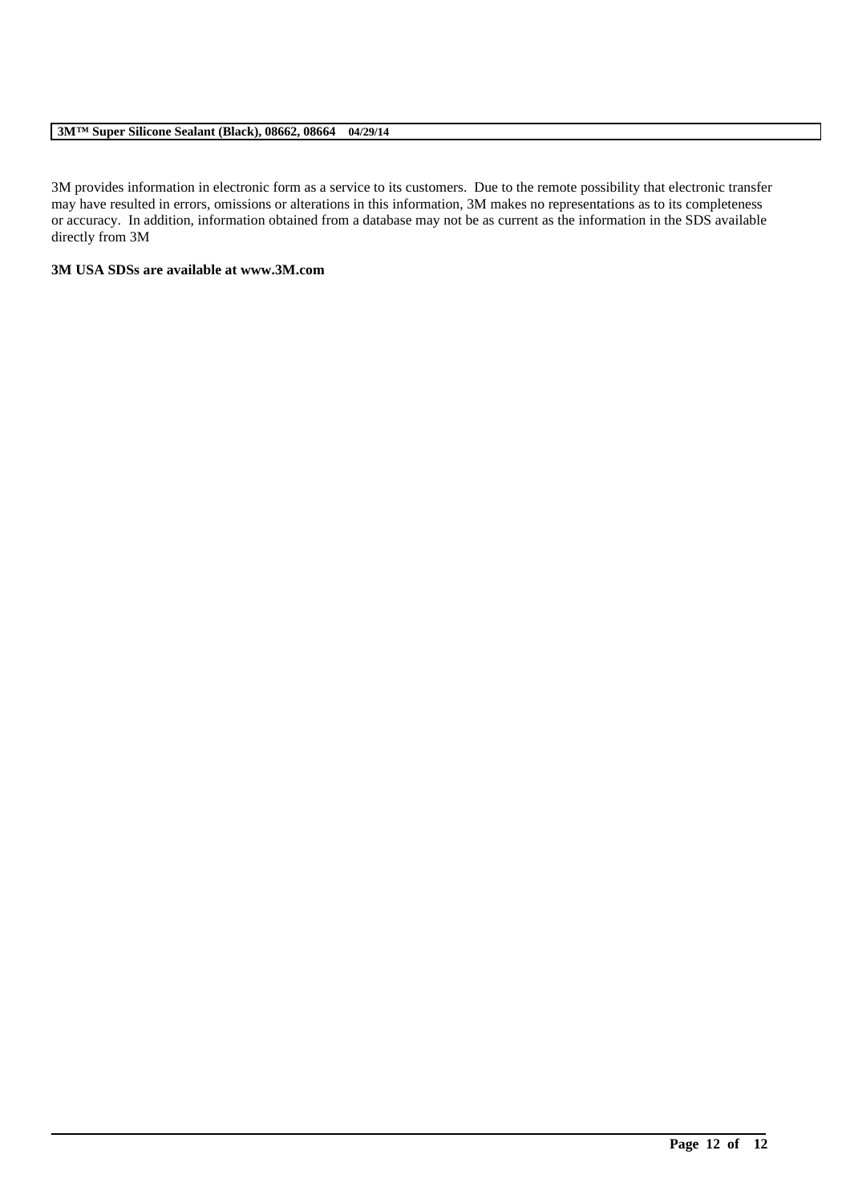3M provides information in electronic form as a service to its customers. Due to the remote possibility that electronic transfer may have resulted in errors, omissions or alterations in this information, 3M makes no representations as to its completeness or accuracy. In addition, information obtained from a database may not be as current as the information in the SDS available directly from 3M

**3M USA SDSs are available at www.3M.com**